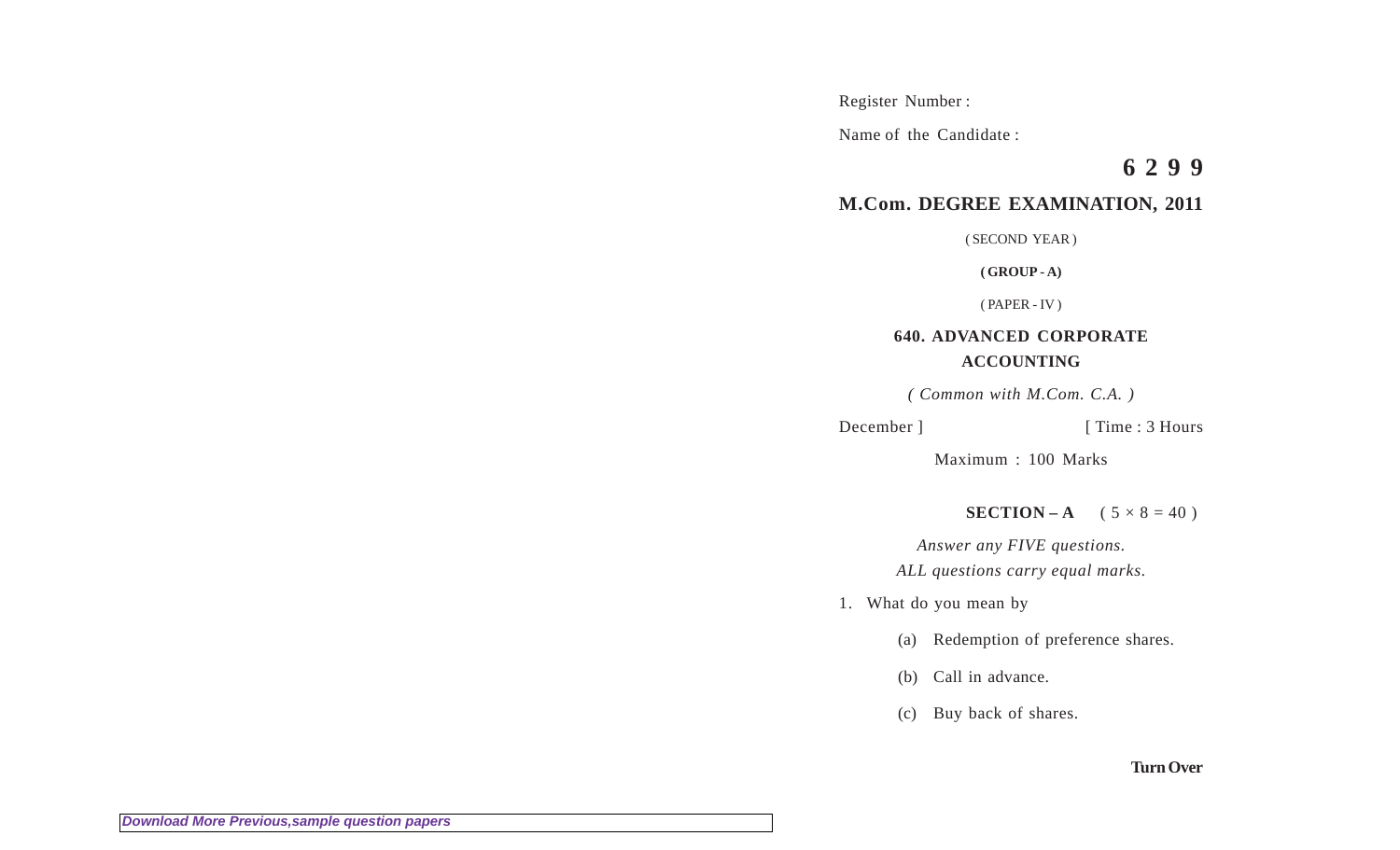Register Number :

Name of the Candidate :

**6 2 9 9**

## M.Com. DEGREE EXAMINATION, 2011

( SECOND YEAR )

**( GROUP - A)**

( PAPER - IV )

### 640. ADVANCED CORPORATE ACCOUNTING

*( Common with M.Com. C.A. )*

December ] [ Time : 3 Hours

Maximum : 100 Marks

**SECTION – A** ( $5 \times 8 = 40$ )

*Answer any FIVE questions.*
*ALL questions carry equal marks.*

1. What do you mean by

   (a) Redemption of preference shares.

   (b) Call in advance.

   (c) Buy back of shares.

**Turn Over**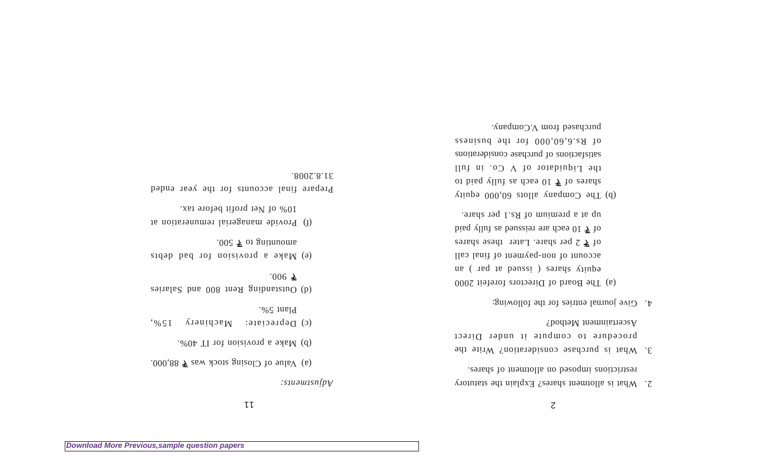2. What is allotment shares? Explain the statutory restrictions imposed on allotment of shares.

3. What is purchase consideration? Write the procedure to compute it under Direct Ascertainment Method?

4. Give journal entries for the following:

   (a) The Board of Directors forefeit 2000 equity shares ( issued at par ) an account of non-payment of final call of ₹ 2 per share. Later these shares of ₹ 10 each are reissued as fully paid up at a premium of Rs.1 per share.

   (b) The Company allots 60,000 equity shares of ₹ 10 each as fully paid to the Liquidator of V Co. in full satisfactions of purchase considerations of Rs.6,60,000 for the business purchased from V.Company.

*Adjustments:*

(a) Value of Closing stock was ₹ 88,000.

(b) Make a provision for IT 40%.

(c) Depreciate: Machinery 15%, Plant 5%.

(d) Outstanding Rent 800 and Salaries ₹ 900.

(e) Make a provision for bad debts amounting to ₹ 500.

(f) Provide managerial remuneration at 10% of Net profit before tax.

Prepare final accounts for the year ended 31.8.2008.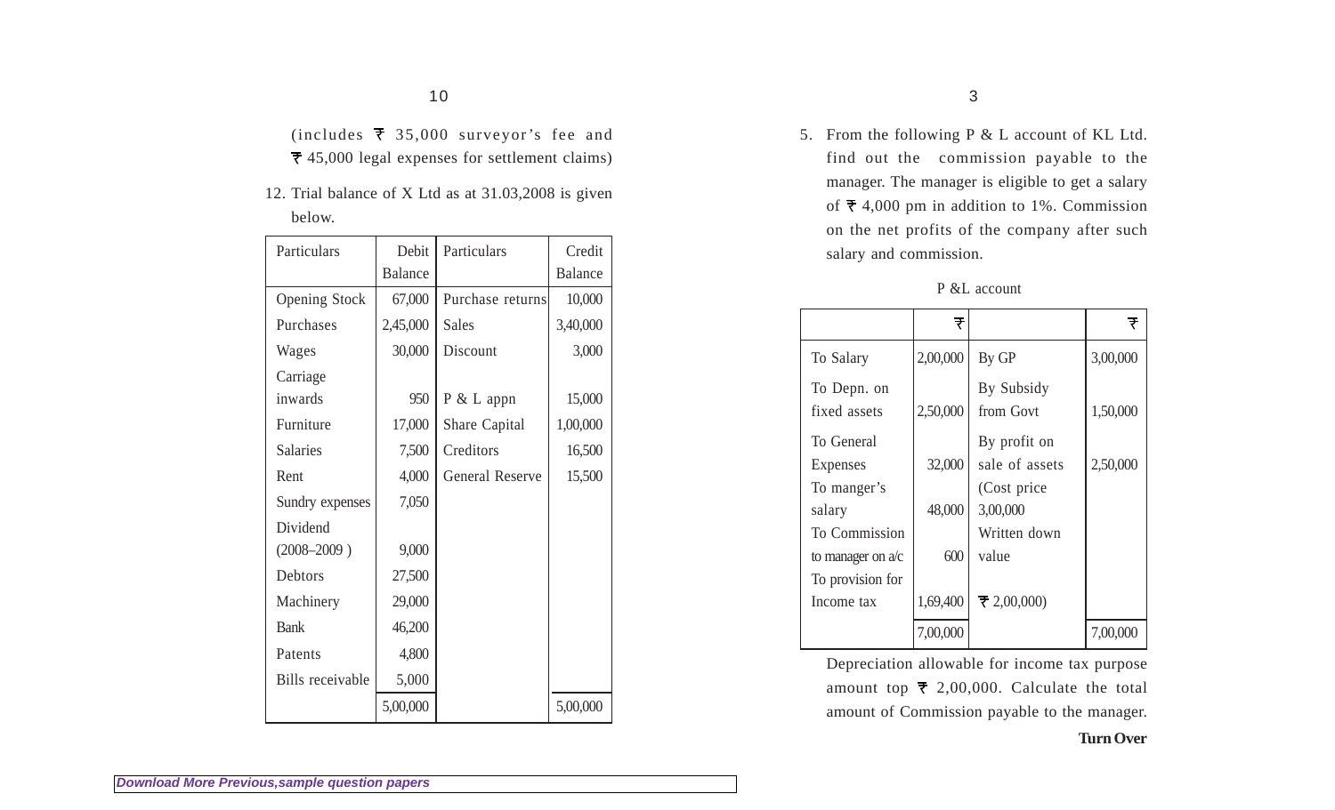(includes ₹ 35,000 surveyor's fee and ₹ 45,000 legal expenses for settlement claims)

12. Trial balance of X Ltd as at 31.03,2008 is given below.

| Particulars | Debit Balance | Particulars | Credit Balance |
|---|---|---|---|
| Opening Stock | 67,000 | Purchase returns | 10,000 |
| Purchases | 2,45,000 | Sales | 3,40,000 |
| Wages | 30,000 | Discount | 3,000 |
| Carriage inwards | 950 | P & L appn | 15,000 |
| Furniture | 17,000 | Share Capital | 1,00,000 |
| Salaries | 7,500 | Creditors | 16,500 |
| Rent | 4,000 | General Reserve | 15,500 |
| Sundry expenses | 7,050 | | |
| Dividend (2008–2009 ) | 9,000 | | |
| Debtors | 27,500 | | |
| Machinery | 29,000 | | |
| Bank | 46,200 | | |
| Patents | 4,800 | | |
| Bills receivable | 5,000 | | |
| | 5,00,000 | | 5,00,000 |

5. From the following P & L account of KL Ltd. find out the commission payable to the manager. The manager is eligible to get a salary of ₹ 4,000 pm in addition to 1%. Commission on the net profits of the company after such salary and commission.

P &L account

| | ₹ | | ₹ |
|---|---|---|---|
| To Salary | 2,00,000 | By GP | 3,00,000 |
| To Depn. on fixed assets | 2,50,000 | By Subsidy from Govt | 1,50,000 |
| To General Expenses | 32,000 | By profit on sale of assets (Cost price 3,00,000 Written down value ₹ 2,00,000) | 2,50,000 |
| To manger's salary | 48,000 | | |
| To Commission to manager on a/c | 600 | | |
| To provision for Income tax | 1,69,400 | | |
| | 7,00,000 | | 7,00,000 |

Depreciation allowable for income tax purpose amount top ₹ 2,00,000. Calculate the total amount of Commission payable to the manager.

**Turn Over**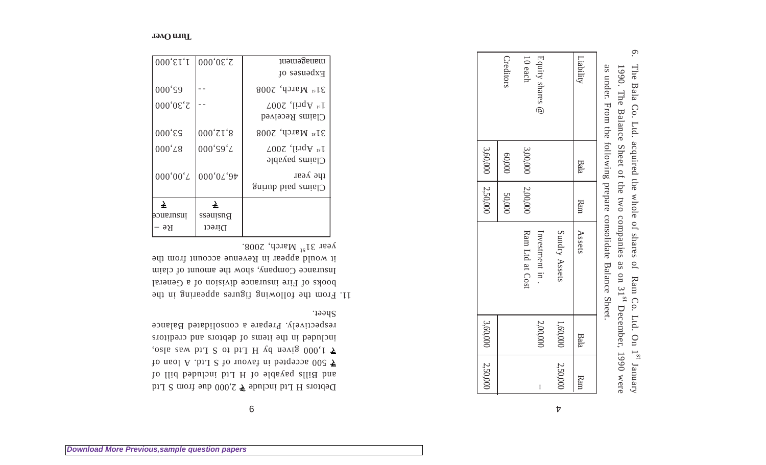6. The Bala Co. Ltd. acquired the whole of shares of Ram Co. Ltd. On 1[st] January 1990. The Balance Sheet of the two companies as on 31[st] December, 1990 were as under. From the following prepare consolidate Balance Sheet.

| Liability | Bala | Ram | Assets | Bala | Ram |
|---|---|---|---|---|---|
| Equity shares @ 10 each | 3,00,000 | 2,00,000 | Sundry Assets | 1,60,000 | 2,50,000 |
| Creditors | 60,000 | 50,000 | Investment in . Ram Ltd at Cost | 2,00,000 | – |
| | 3,60,000 | 2,50,000 | | 3,60,000 | 2,50,000 |

Debtors H Ltd include ₹ 2,000 due from S Ltd and Bills payable of H Ltd included bill of ₹ 500 accepted in favour of S Ltd. A loan of ₹ 1,000 given by H Ltd to S Ltd was also, included in the items of debtors and creditors respectively. Prepare a consolidated Balance Sheet.

11. From the following figures appearing in the books of Fire insurance division of a General Insurance Company, show the amount of claim it would appear in Revenue account from the year 31[st] March, 2008.

| | Direct Business ₹ | Re – insurance ₹ |
|---|---|---|
| Claims paid during the year | 46,70,000 | 7,00,000 |
| Claims payable 1[st] April, 2007 | 7,65,000 | 87,000 |
| 31[st] March, 2008 | 8,12,000 | 53,000 |
| Claims Received 1[st] April, 2007 | -- | 2,30,000 |
| 31[st] March, 2008 | -- | 65,000 |
| Expenses of management | 2,30,000 | 1,13,000 |

**Turn Over**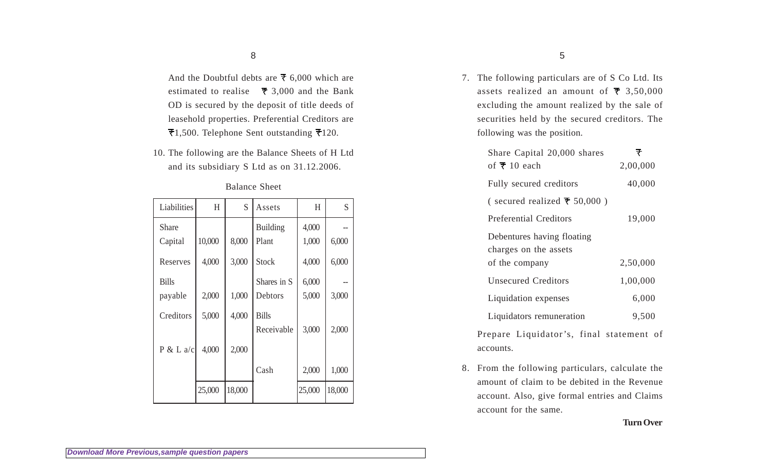And the Doubtful debts are ₹ 6,000 which are estimated to realise ₹ 3,000 and the Bank OD is secured by the deposit of title deeds of leasehold properties. Preferential Creditors are ₹1,500. Telephone Sent outstanding ₹120.

10. The following are the Balance Sheets of H Ltd and its subsidiary S Ltd as on 31.12.2006.

Balance Sheet

| Liabilities | H | S | Assets | H | S |
|---|---|---|---|---|---|
| Share Capital | 10,000 | 8,000 | Building | 4,000 | -- |
| | | | Plant | 1,000 | 6,000 |
| Reserves | 4,000 | 3,000 | Stock | 4,000 | 6,000 |
| Bills payable | 2,000 | 1,000 | Shares in S | 6,000 | -- |
| | | | Debtors | 5,000 | 3,000 |
| Creditors | 5,000 | 4,000 | Bills Receivable | 3,000 | 2,000 |
| P & L a/c | 4,000 | 2,000 | | | |
| | | | Cash | 2,000 | 1,000 |
| | 25,000 | 18,000 | | 25,000 | 18,000 |

7. The following particulars are of S Co Ltd. Its assets realized an amount of ₹ 3,50,000 excluding the amount realized by the sale of securities held by the secured creditors. The following was the position.

| | ₹ |
|---|---|
| Share Capital 20,000 shares of ₹ 10 each | 2,00,000 |
| Fully secured creditors | 40,000 |
| ( secured realized ₹ 50,000 ) | |
| Preferential Creditors | 19,000 |
| Debentures having floating charges on the assets of the company | 2,50,000 |
| Unsecured Creditors | 1,00,000 |
| Liquidation expenses | 6,000 |
| Liquidators remuneration | 9,500 |

Prepare Liquidator's, final statement of accounts.

8. From the following particulars, calculate the amount of claim to be debited in the Revenue account. Also, give formal entries and Claims account for the same.

**Turn Over**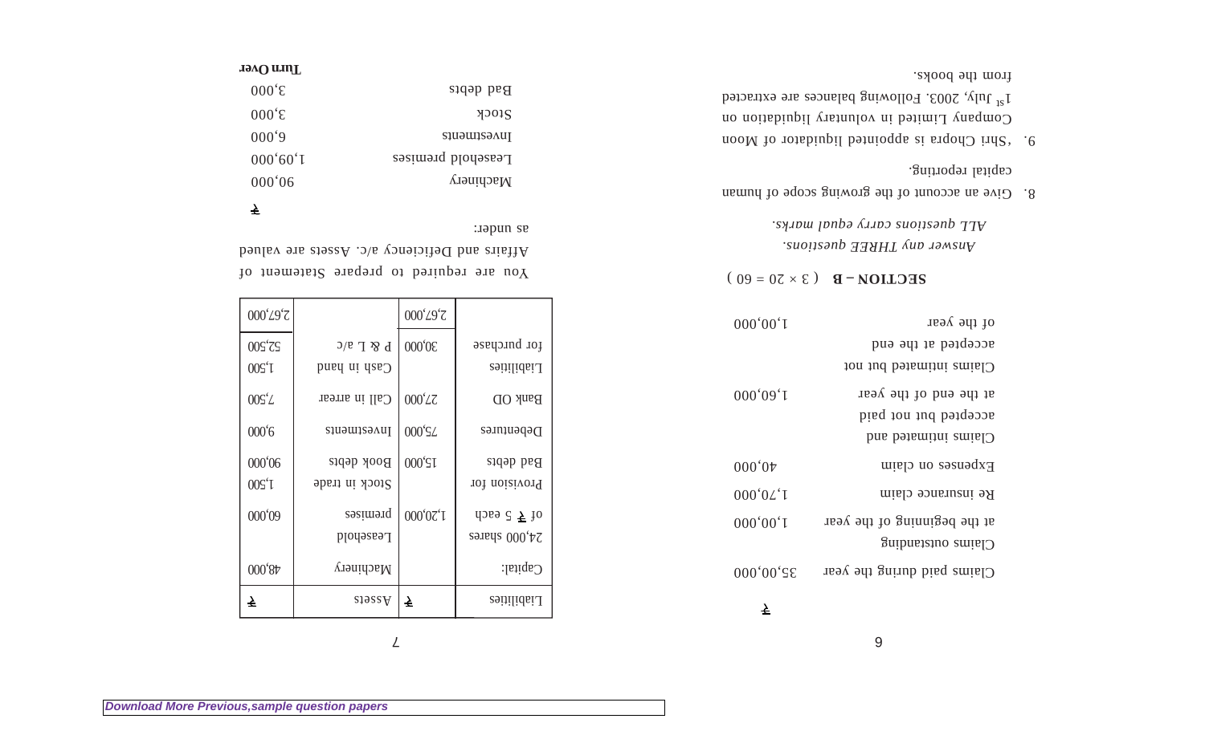| | ₹ |
|---|---|
| Claims paid during the year | 35,00,000 |
| Claims outstanding at the beginning of the year | 1,00,000 |
| Re insurance claim | 1,70,000 |
| Expenses on claim | 40,000 |
| Claims intimated and accepted but not paid at the end of the year | 1,60,000 |
| Claims intimated but not accepted at the end of the year | 1,00,000 |

## SECTION – B ( 3 × 20 = 60 )

*Answer any THREE questions.*

*ALL questions carry equal marks.*

8. Give an account of the growing scope of human capital reporting.

9. 'Shri Chopra is appointed liquidator of Moon Company Limited in voluntary liquidation on 1st July, 2003. Following balances are extracted from the books.

| Liabilities | ₹ | Assets | ₹ |
|---|---|---|---|
| Capital: | | Machinery | 48,000 |
| 24,000 shares of ₹ 5 each | 1,20,000 | Leasehold premises | 60,000 |
| | | Stock in trade | 1,500 |
| Provision for Bad debts | 15,000 | Book debts | 90,000 |
| Debentures | 75,000 | Investments | 9,000 |
| Bank OD | 27,000 | Call in arrear | 7,500 |
| Liabilities for purchase | 30,000 | Cash in hand | 1,500 |
| | | P & L a/c | 52,500 |
| | 2,67,000 | | 2,67,000 |

You are required to prepare Statement of Affairs and Deficiency a/c. Assets are valued as under:

| | ₹ |
|---|---|
| Machinery | 90,000 |
| Leasehold premises | 1,09,000 |
| Investments | 6,000 |
| Stock | 3,000 |
| Bad debts | 3,000 |